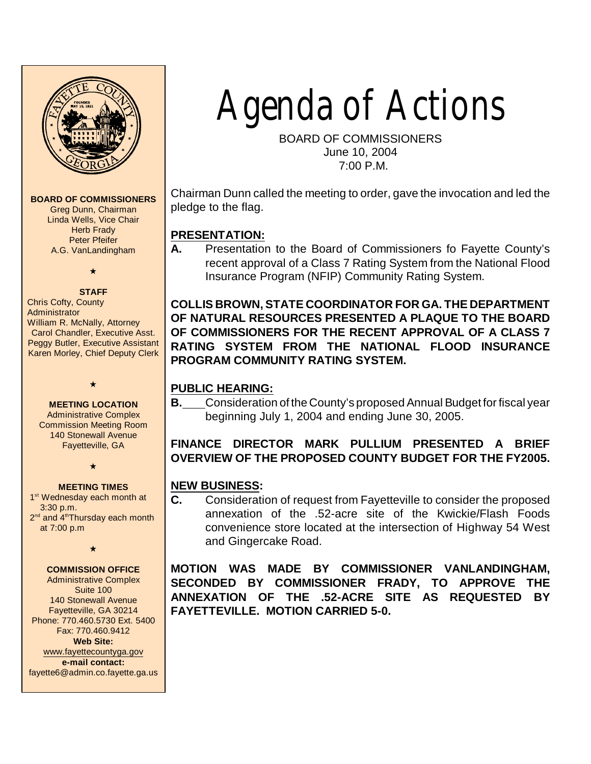# Agenda of Actions

BOARD OF COMMISSIONERS
June 10, 2004
7:00 P.M.

**BOARD OF COMMISSIONERS**
Greg Dunn, Chairman
Linda Wells, Vice Chair
Herb Frady
Peter Pfeifer
A.G. VanLandingham

★

**STAFF**
Chris Cofty, County Administrator
William R. McNally, Attorney
Carol Chandler, Executive Asst.
Peggy Butler, Executive Assistant
Karen Morley, Chief Deputy Clerk

★

**MEETING LOCATION**
Administrative Complex
Commission Meeting Room
140 Stonewall Avenue
Fayetteville, GA

★

**MEETING TIMES**
1st Wednesday each month at 3:30 p.m.
2nd and 4th Thursday each month at 7:00 p.m

★

**COMMISSION OFFICE**
Administrative Complex
Suite 100
140 Stonewall Avenue
Fayetteville, GA 30214
Phone: 770.460.5730 Ext. 5400
Fax: 770.460.9412
**Web Site:**
www.fayettecountyga.gov
**e-mail contact:**
fayette6@admin.co.fayette.ga.us

Chairman Dunn called the meeting to order, gave the invocation and led the pledge to the flag.

## PRESENTATION:

**A.** Presentation to the Board of Commissioners fo Fayette County's recent approval of a Class 7 Rating System from the National Flood Insurance Program (NFIP) Community Rating System.

**COLLIS BROWN, STATE COORDINATOR FOR GA. THE DEPARTMENT OF NATURAL RESOURCES PRESENTED A PLAQUE TO THE BOARD OF COMMISSIONERS FOR THE RECENT APPROVAL OF A CLASS 7 RATING SYSTEM FROM THE NATIONAL FLOOD INSURANCE PROGRAM COMMUNITY RATING SYSTEM.**

## PUBLIC HEARING:

**B.** Consideration of the County's proposed Annual Budget for fiscal year beginning July 1, 2004 and ending June 30, 2005.

**FINANCE DIRECTOR MARK PULLIUM PRESENTED A BRIEF OVERVIEW OF THE PROPOSED COUNTY BUDGET FOR THE FY2005.**

## NEW BUSINESS:

**C.** Consideration of request from Fayetteville to consider the proposed annexation of the .52-acre site of the Kwickie/Flash Foods convenience store located at the intersection of Highway 54 West and Gingercake Road.

**MOTION WAS MADE BY COMMISSIONER VANLANDINGHAM, SECONDED BY COMMISSIONER FRADY, TO APPROVE THE ANNEXATION OF THE .52-ACRE SITE AS REQUESTED BY FAYETTEVILLE. MOTION CARRIED 5-0.**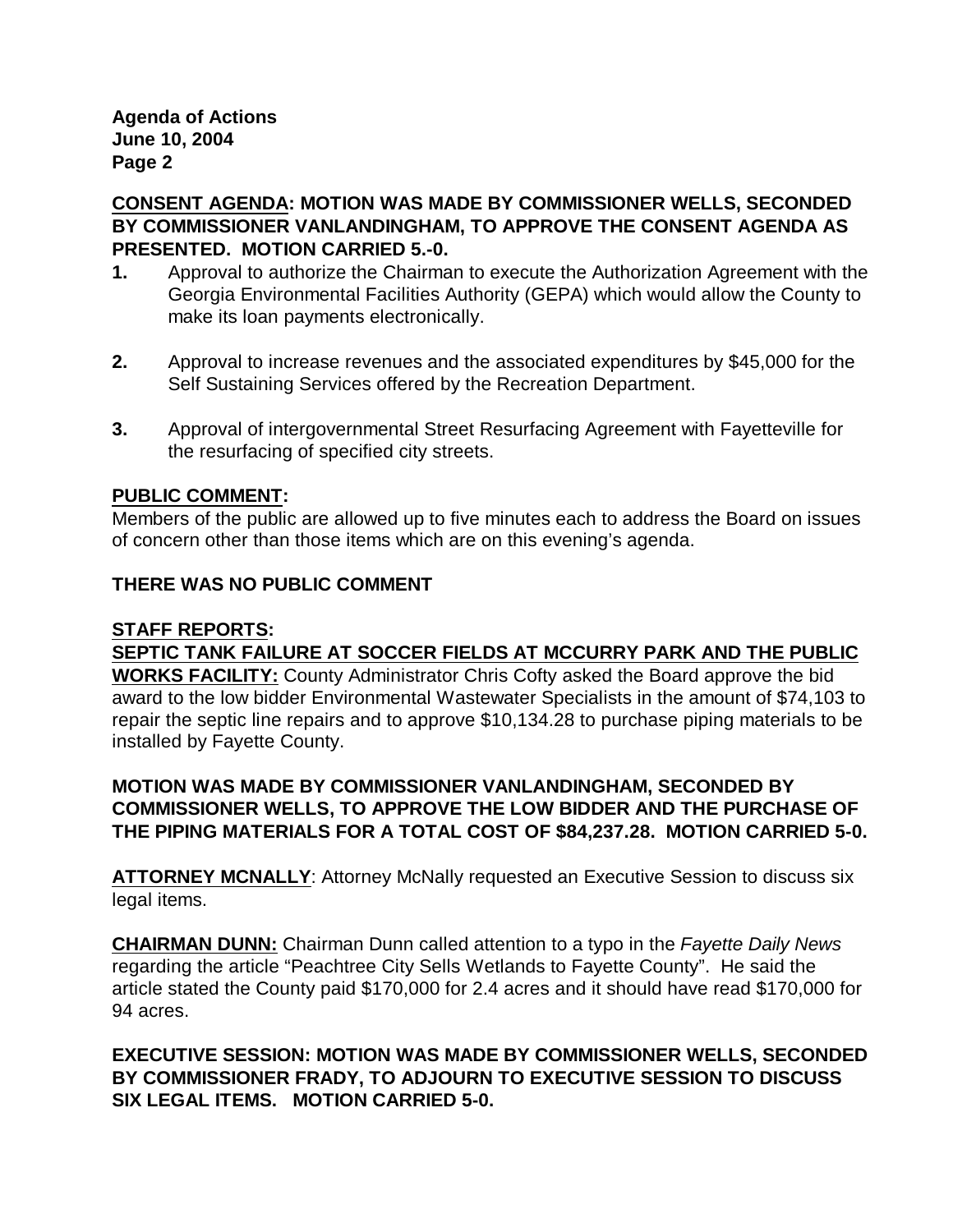**CONSENT AGENDA: MOTION WAS MADE BY COMMISSIONER WELLS, SECONDED BY COMMISSIONER VANLANDINGHAM, TO APPROVE THE CONSENT AGENDA AS PRESENTED. MOTION CARRIED 5.-0.**

1. Approval to authorize the Chairman to execute the Authorization Agreement with the Georgia Environmental Facilities Authority (GEPA) which would allow the County to make its loan payments electronically.

2. Approval to increase revenues and the associated expenditures by $45,000 for the Self Sustaining Services offered by the Recreation Department.

3. Approval of intergovernmental Street Resurfacing Agreement with Fayetteville for the resurfacing of specified city streets.

**PUBLIC COMMENT:**

Members of the public are allowed up to five minutes each to address the Board on issues of concern other than those items which are on this evening's agenda.

**THERE WAS NO PUBLIC COMMENT**

**STAFF REPORTS:**

**SEPTIC TANK FAILURE AT SOCCER FIELDS AT MCCURRY PARK AND THE PUBLIC WORKS FACILITY:** County Administrator Chris Cofty asked the Board approve the bid award to the low bidder Environmental Wastewater Specialists in the amount of $74,103 to repair the septic line repairs and to approve $10,134.28 to purchase piping materials to be installed by Fayette County.

**MOTION WAS MADE BY COMMISSIONER VANLANDINGHAM, SECONDED BY COMMISSIONER WELLS, TO APPROVE THE LOW BIDDER AND THE PURCHASE OF THE PIPING MATERIALS FOR A TOTAL COST OF $84,237.28. MOTION CARRIED 5-0.**

**ATTORNEY MCNALLY**: Attorney McNally requested an Executive Session to discuss six legal items.

**CHAIRMAN DUNN:** Chairman Dunn called attention to a typo in the *Fayette Daily News* regarding the article "Peachtree City Sells Wetlands to Fayette County". He said the article stated the County paid $170,000 for 2.4 acres and it should have read $170,000 for 94 acres.

**EXECUTIVE SESSION: MOTION WAS MADE BY COMMISSIONER WELLS, SECONDED BY COMMISSIONER FRADY, TO ADJOURN TO EXECUTIVE SESSION TO DISCUSS SIX LEGAL ITEMS. MOTION CARRIED 5-0.**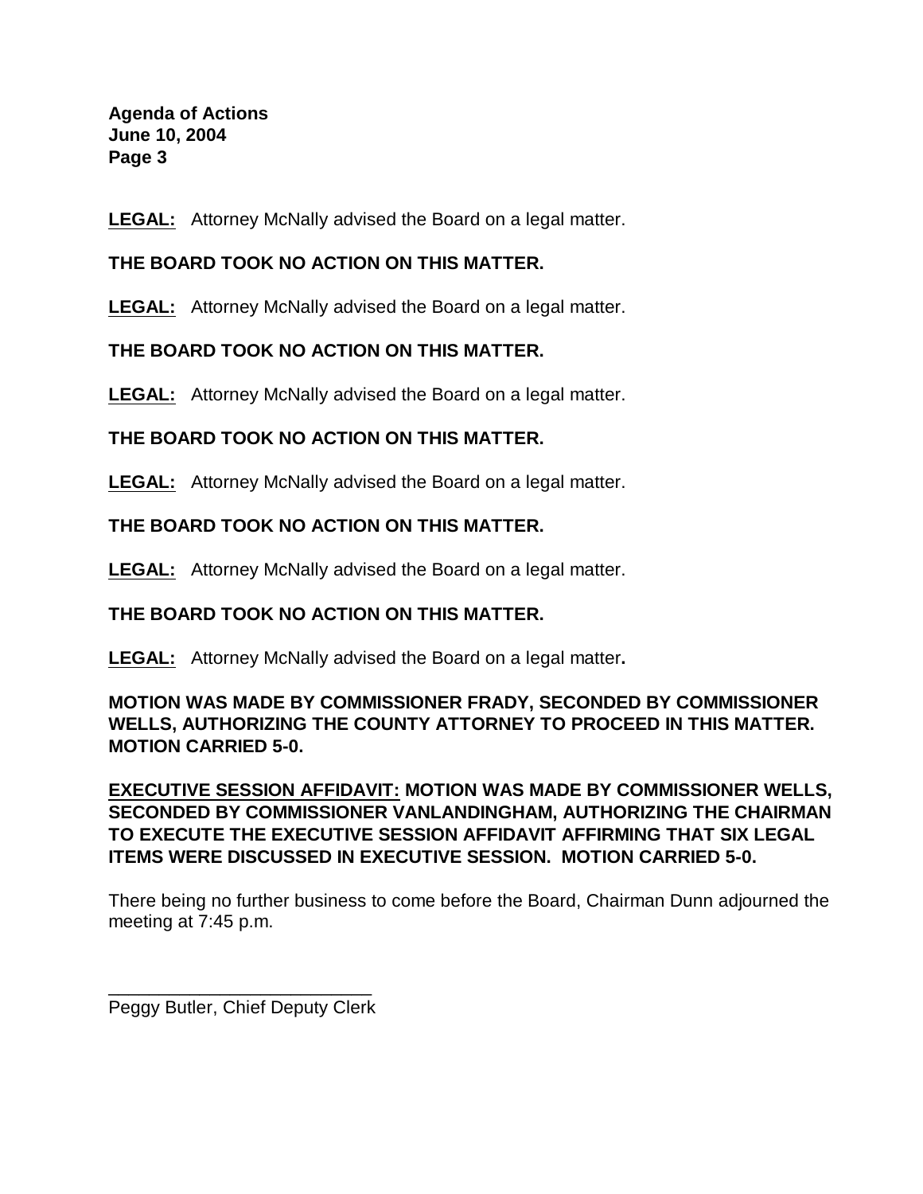**LEGAL:** Attorney McNally advised the Board on a legal matter.

**THE BOARD TOOK NO ACTION ON THIS MATTER.**

**LEGAL:** Attorney McNally advised the Board on a legal matter.

**THE BOARD TOOK NO ACTION ON THIS MATTER.**

**LEGAL:** Attorney McNally advised the Board on a legal matter.

**THE BOARD TOOK NO ACTION ON THIS MATTER.**

**LEGAL:** Attorney McNally advised the Board on a legal matter.

**THE BOARD TOOK NO ACTION ON THIS MATTER.**

**LEGAL:** Attorney McNally advised the Board on a legal matter.

**THE BOARD TOOK NO ACTION ON THIS MATTER.**

**LEGAL:** Attorney McNally advised the Board on a legal matter**.**

**MOTION WAS MADE BY COMMISSIONER FRADY, SECONDED BY COMMISSIONER WELLS, AUTHORIZING THE COUNTY ATTORNEY TO PROCEED IN THIS MATTER. MOTION CARRIED 5-0.**

**EXECUTIVE SESSION AFFIDAVIT: MOTION WAS MADE BY COMMISSIONER WELLS, SECONDED BY COMMISSIONER VANLANDINGHAM, AUTHORIZING THE CHAIRMAN TO EXECUTE THE EXECUTIVE SESSION AFFIDAVIT AFFIRMING THAT SIX LEGAL ITEMS WERE DISCUSSED IN EXECUTIVE SESSION. MOTION CARRIED 5-0.**

There being no further business to come before the Board, Chairman Dunn adjourned the meeting at 7:45 p.m.

___________________________
Peggy Butler, Chief Deputy Clerk